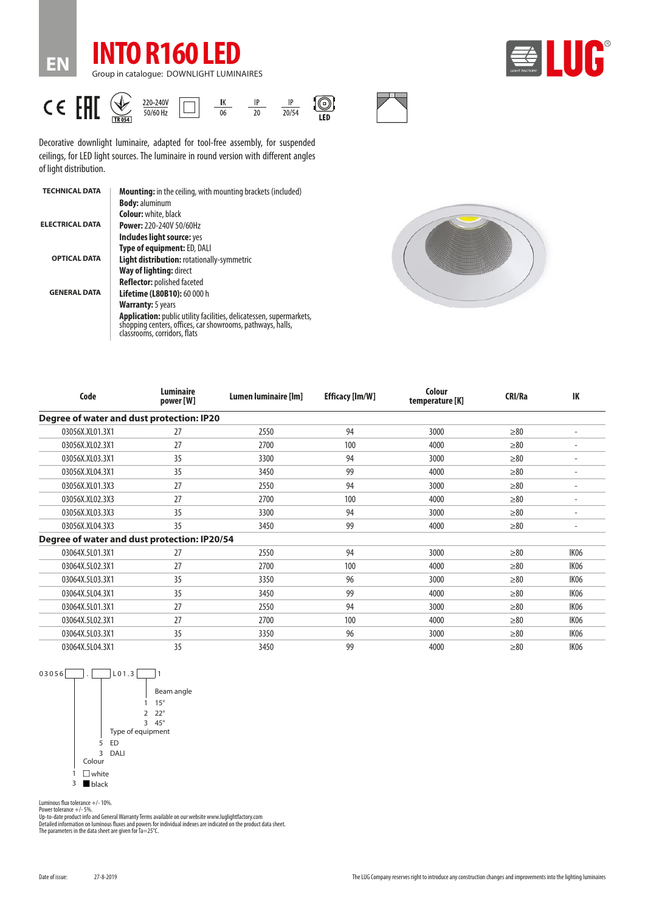EN

# INTO R160 LED

Group in catalogue: DOWNLIGHT LUMINAIRES

220-240V 50/60 Hz | IK 06 | IP 20 | IP 20/54 | LED

Decorative downlight luminaire, adapted for tool-free assembly, for suspended ceilings, for LED light sources. The luminaire in round version with different angles of light distribution.

**TECHNICAL DATA**

**Mounting:** in the ceiling, with mounting brackets (included)
**Body:** aluminum
**Colour:** white, black

**ELECTRICAL DATA**

**Power:** 220-240V 50/60Hz
**Includes light source:** yes
**Type of equipment:** ED, DALI

**OPTICAL DATA**

**Light distribution:** rotationally-symmetric
**Way of lighting:** direct
**Reflector:** polished faceted

**GENERAL DATA**

**Lifetime (L80B10):** 60 000 h
**Warranty:** 5 years
**Application:** public utility facilities, delicatessen, supermarkets, shopping centers, offices, car showrooms, pathways, halls, classrooms, corridors, flats

| Code | Luminaire power [W] | Lumen luminaire [lm] | Efficacy [lm/W] | Colour temperature [K] | CRI/Ra | IK |
|---|---|---|---|---|---|---|
| **Degree of water and dust protection: IP20** | | | | | | |
| 03056X.XL01.3X1 | 27 | 2550 | 94 | 3000 | ≥80 | - |
| 03056X.XL02.3X1 | 27 | 2700 | 100 | 4000 | ≥80 | - |
| 03056X.XL03.3X1 | 35 | 3300 | 94 | 3000 | ≥80 | - |
| 03056X.XL04.3X1 | 35 | 3450 | 99 | 4000 | ≥80 | - |
| 03056X.XL01.3X3 | 27 | 2550 | 94 | 3000 | ≥80 | - |
| 03056X.XL02.3X3 | 27 | 2700 | 100 | 4000 | ≥80 | - |
| 03056X.XL03.3X3 | 35 | 3300 | 94 | 3000 | ≥80 | - |
| 03056X.XL04.3X3 | 35 | 3450 | 99 | 4000 | ≥80 | - |
| **Degree of water and dust protection: IP20/54** | | | | | | |
| 03064X.5L01.3X1 | 27 | 2550 | 94 | 3000 | ≥80 | IK06 |
| 03064X.5L02.3X1 | 27 | 2700 | 100 | 4000 | ≥80 | IK06 |
| 03064X.5L03.3X1 | 35 | 3350 | 96 | 3000 | ≥80 | IK06 |
| 03064X.5L04.3X1 | 35 | 3450 | 99 | 4000 | ≥80 | IK06 |
| 03064X.5L01.3X1 | 27 | 2550 | 94 | 3000 | ≥80 | IK06 |
| 03064X.5L02.3X1 | 27 | 2700 | 100 | 4000 | ≥80 | IK06 |
| 03064X.5L03.3X1 | 35 | 3350 | 96 | 3000 | ≥80 | IK06 |
| 03064X.5L04.3X1 | 35 | 3450 | 99 | 4000 | ≥80 | IK06 |

03056[ ].[ ]L01.3[ ]1

Beam angle
- 1 15°
- 2 22°
- 3 45°

Type of equipment
- 5 ED
- 3 DALI

Colour
- 1 ☐ white
- 3 ■ black

Luminous flux tolerance +/- 10%.
Power tolerance +/- 5%.
Up-to-date product info and General Warranty Terms available on our website www.luglightfactory.com
Detailed information on luminous fluxes and powers for individual indexes are indicated on the product data sheet.
The parameters in the data sheet are given for Ta=25°C.

Date of issue: 27-8-2019

The LUG Company reserves right to introduce any construction changes and improvements into the lighting luminaires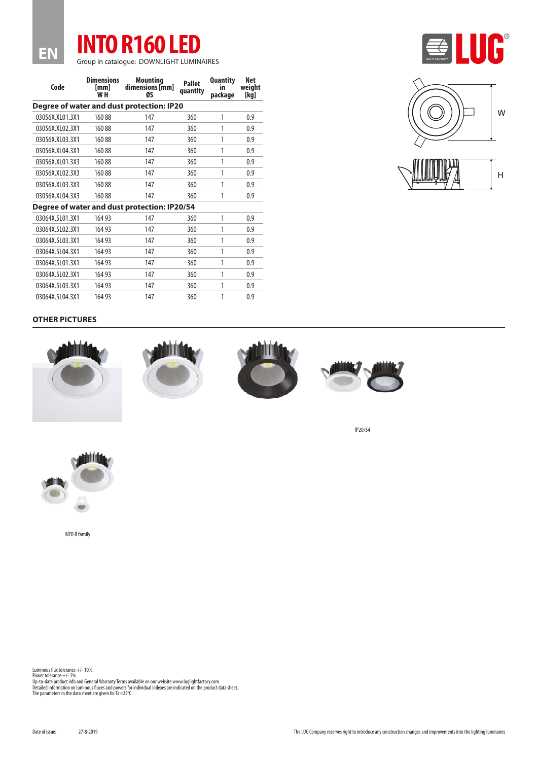# INTO R160 LED

Group in catalogue: DOWNLIGHT LUMINAIRES

| Code | Dimensions [mm] W H | Mounting dimensions [mm] ØS | Pallet quantity | Quantity in package | Net weight [kg] |
|---|---|---|---|---|---|
| **Degree of water and dust protection: IP20** | | | | | |
| 03056X.XL01.3X1 | 160 88 | 147 | 360 | 1 | 0.9 |
| 03056X.XL02.3X1 | 160 88 | 147 | 360 | 1 | 0.9 |
| 03056X.XL03.3X1 | 160 88 | 147 | 360 | 1 | 0.9 |
| 03056X.XL04.3X1 | 160 88 | 147 | 360 | 1 | 0.9 |
| 03056X.XL01.3X3 | 160 88 | 147 | 360 | 1 | 0.9 |
| 03056X.XL02.3X3 | 160 88 | 147 | 360 | 1 | 0.9 |
| 03056X.XL03.3X3 | 160 88 | 147 | 360 | 1 | 0.9 |
| 03056X.XL04.3X3 | 160 88 | 147 | 360 | 1 | 0.9 |
| **Degree of water and dust protection: IP20/54** | | | | | |
| 03064X.5L01.3X1 | 164 93 | 147 | 360 | 1 | 0.9 |
| 03064X.5L02.3X1 | 164 93 | 147 | 360 | 1 | 0.9 |
| 03064X.5L03.3X1 | 164 93 | 147 | 360 | 1 | 0.9 |
| 03064X.5L04.3X1 | 164 93 | 147 | 360 | 1 | 0.9 |
| 03064X.5L01.3X1 | 164 93 | 147 | 360 | 1 | 0.9 |
| 03064X.5L02.3X1 | 164 93 | 147 | 360 | 1 | 0.9 |
| 03064X.5L03.3X1 | 164 93 | 147 | 360 | 1 | 0.9 |
| 03064X.5L04.3X1 | 164 93 | 147 | 360 | 1 | 0.9 |

W

H

## OTHER PICTURES

IP20/54

INTO R family

Luminous flux tolerance +/- 10%.
Power tolerance +/- 5%.
Up-to-date product info and General Warranty Terms available on our website www.luglightfactory.com
Detailed information on luminous fluxes and powers for individual indexes are indicated on the product data sheet.
The parameters in the data sheet are given for Ta=25°C.

Date of issue: 27-8-2019

The LUG Company reserves right to introduce any construction changes and improvements into the lighting luminaires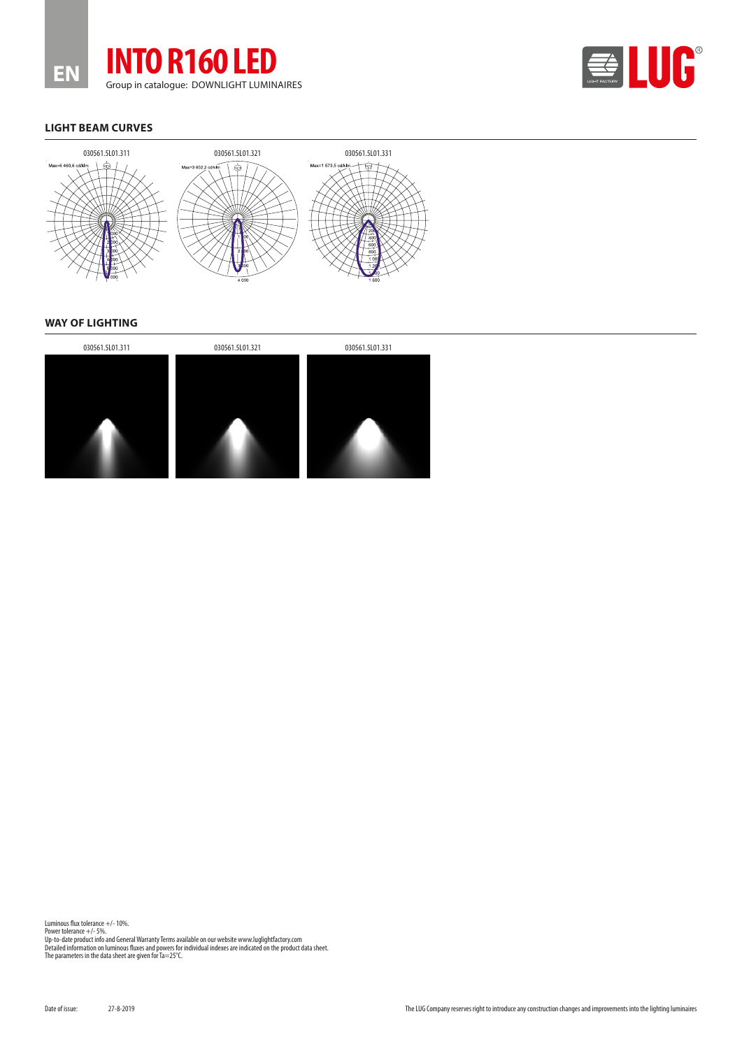EN

# INTO R160 LED

Group in catalogue: DOWNLIGHT LUMINAIRES

## LIGHT BEAM CURVES

030561.5L01.311

Max=6 460,6 cd/klm

030561.5L01.321

Max=3 602,2 cd/klm

4 000

030561.5L01.331

Max=1 573,5 cd/klm

1 600

## WAY OF LIGHTING

030561.5L01.311

030561.5L01.321

030561.5L01.331

Luminous flux tolerance +/- 10%.
Power tolerance +/- 5%.
Up-to-date product info and General Warranty Terms available on our website www.luglightfactory.com
Detailed information on luminous fluxes and powers for individual indexes are indicated on the product data sheet.
The parameters in the data sheet are given for Ta=25°C.

Date of issue: 27-8-2019

The LUG Company reserves right to introduce any construction changes and improvements into the lighting luminaires